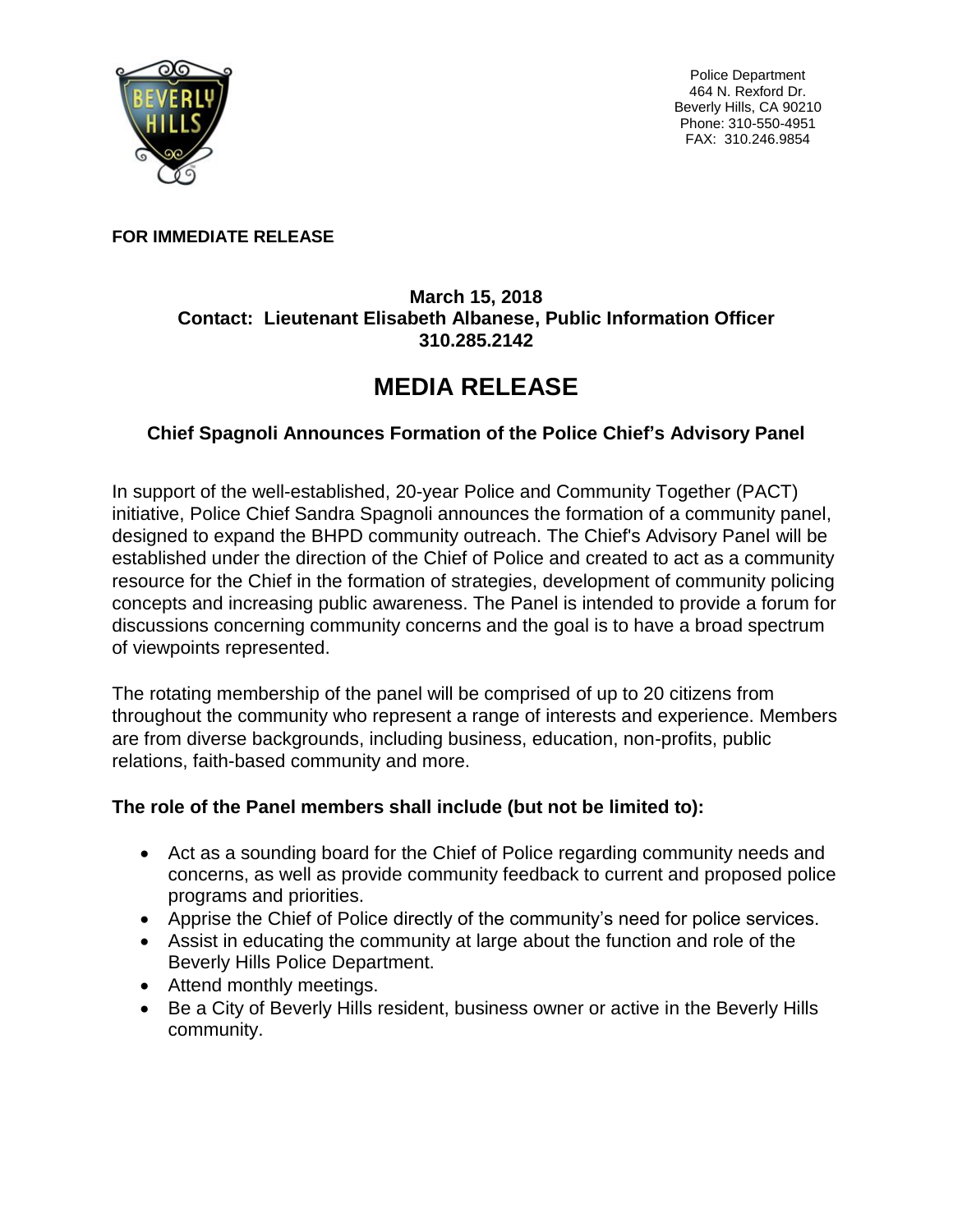Police Department
464 N. Rexford Dr.
Beverly Hills, CA 90210
Phone: 310-550-4951
FAX: 310.246.9854

**FOR IMMEDIATE RELEASE**

**March 15, 2018**
**Contact: Lieutenant Elisabeth Albanese, Public Information Officer**
**310.285.2142**

# MEDIA RELEASE

### Chief Spagnoli Announces Formation of the Police Chief's Advisory Panel

In support of the well-established, 20-year Police and Community Together (PACT) initiative, Police Chief Sandra Spagnoli announces the formation of a community panel, designed to expand the BHPD community outreach. The Chief's Advisory Panel will be established under the direction of the Chief of Police and created to act as a community resource for the Chief in the formation of strategies, development of community policing concepts and increasing public awareness. The Panel is intended to provide a forum for discussions concerning community concerns and the goal is to have a broad spectrum of viewpoints represented.

The rotating membership of the panel will be comprised of up to 20 citizens from throughout the community who represent a range of interests and experience. Members are from diverse backgrounds, including business, education, non-profits, public relations, faith-based community and more.

**The role of the Panel members shall include (but not be limited to):**

- Act as a sounding board for the Chief of Police regarding community needs and concerns, as well as provide community feedback to current and proposed police programs and priorities.
- Apprise the Chief of Police directly of the community's need for police services.
- Assist in educating the community at large about the function and role of the Beverly Hills Police Department.
- Attend monthly meetings.
- Be a City of Beverly Hills resident, business owner or active in the Beverly Hills community.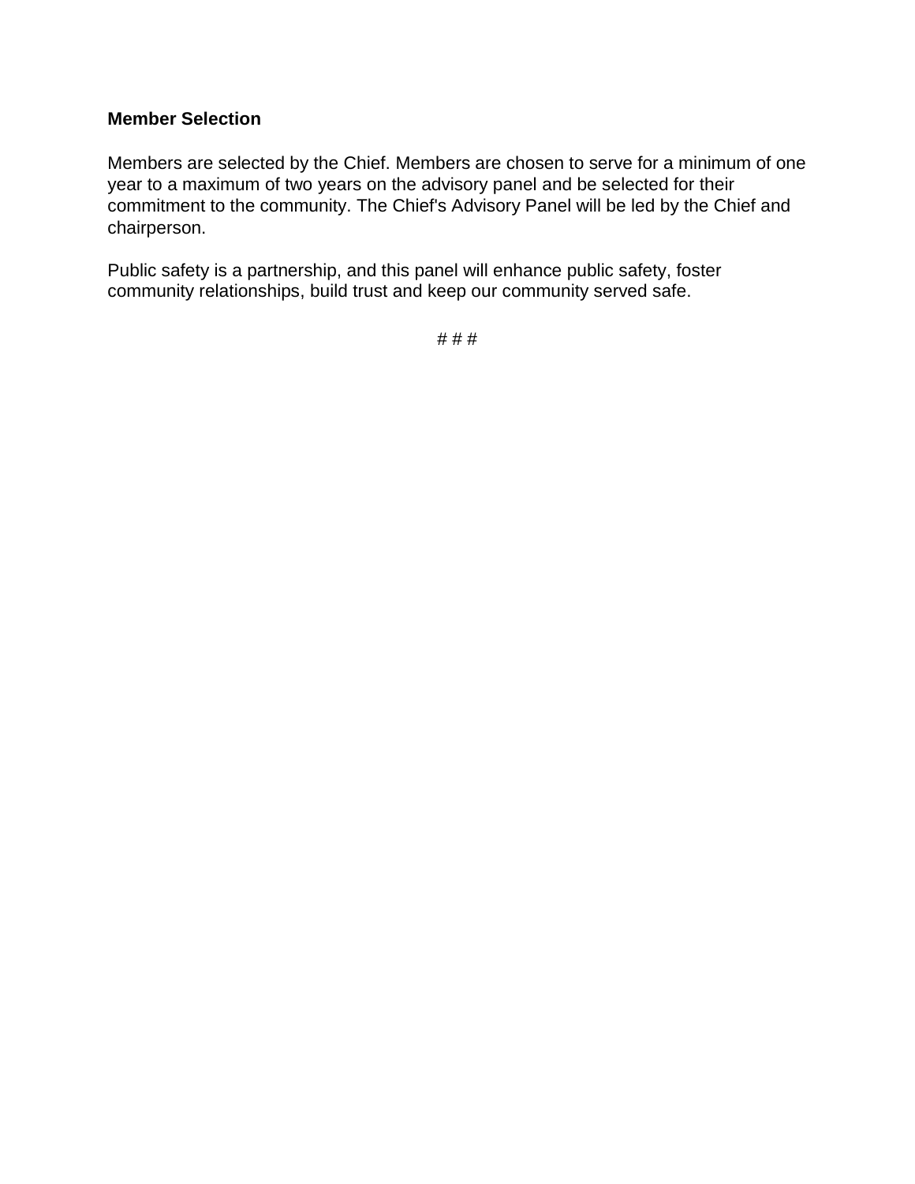**Member Selection**

Members are selected by the Chief. Members are chosen to serve for a minimum of one year to a maximum of two years on the advisory panel and be selected for their commitment to the community. The Chief's Advisory Panel will be led by the Chief and chairperson.

Public safety is a partnership, and this panel will enhance public safety, foster community relationships, build trust and keep our community served safe.

# # #